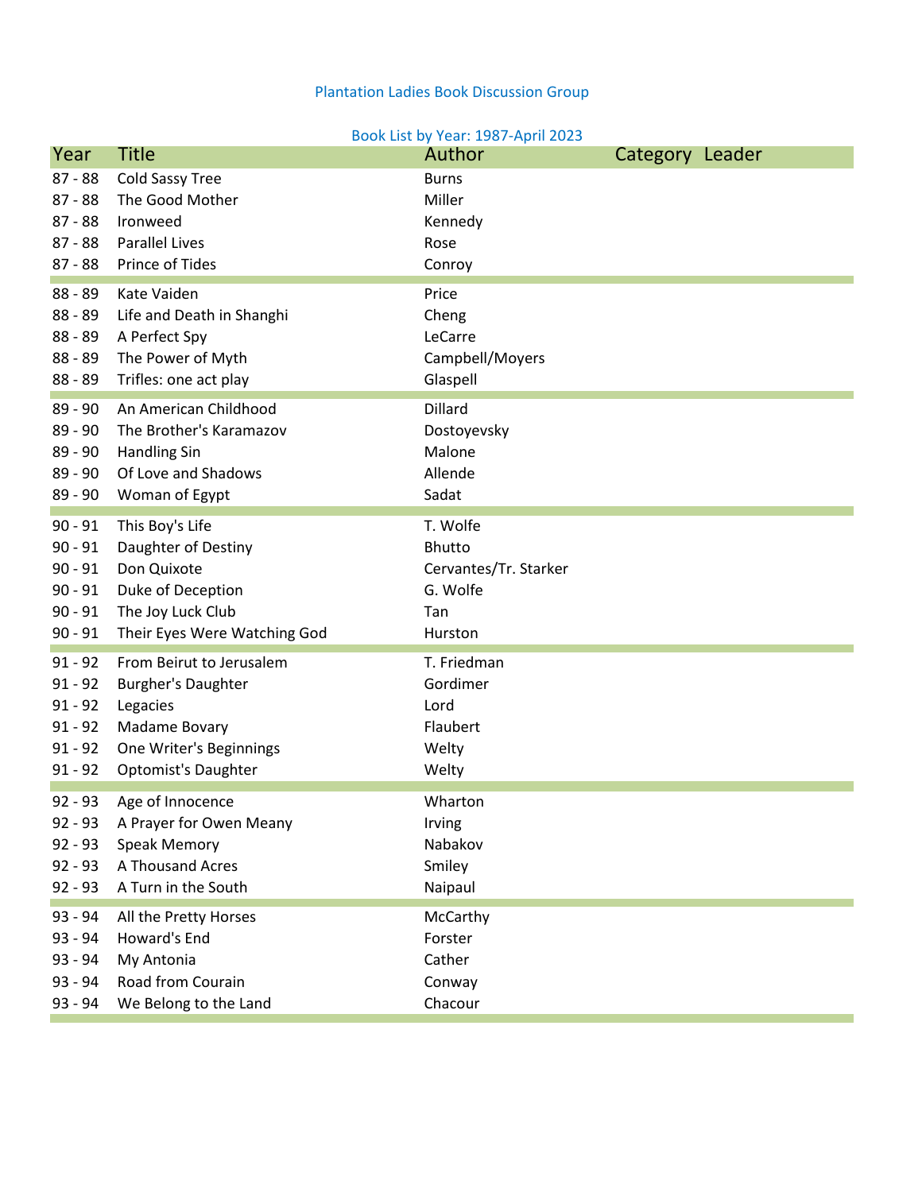Plantation Ladies Book Discussion Group

Book List by Year: 1987-April 2023

| Year | Title | Author | Category | Leader |
| --- | --- | --- | --- | --- |
| 87 - 88 | Cold Sassy Tree | Burns | | |
| 87 - 88 | The Good Mother | Miller | | |
| 87 - 88 | Ironweed | Kennedy | | |
| 87 - 88 | Parallel Lives | Rose | | |
| 87 - 88 | Prince of Tides | Conroy | | |
| 88 - 89 | Kate Vaiden | Price | | |
| 88 - 89 | Life and Death in Shanghi | Cheng | | |
| 88 - 89 | A Perfect Spy | LeCarre | | |
| 88 - 89 | The Power of Myth | Campbell/Moyers | | |
| 88 - 89 | Trifles: one act play | Glaspell | | |
| 89 - 90 | An American Childhood | Dillard | | |
| 89 - 90 | The Brother's Karamazov | Dostoyevsky | | |
| 89 - 90 | Handling Sin | Malone | | |
| 89 - 90 | Of Love and Shadows | Allende | | |
| 89 - 90 | Woman of Egypt | Sadat | | |
| 90 - 91 | This Boy's Life | T. Wolfe | | |
| 90 - 91 | Daughter of Destiny | Bhutto | | |
| 90 - 91 | Don Quixote | Cervantes/Tr. Starker | | |
| 90 - 91 | Duke of Deception | G. Wolfe | | |
| 90 - 91 | The Joy Luck Club | Tan | | |
| 90 - 91 | Their Eyes Were Watching God | Hurston | | |
| 91 - 92 | From Beirut to Jerusalem | T. Friedman | | |
| 91 - 92 | Burgher's Daughter | Gordimer | | |
| 91 - 92 | Legacies | Lord | | |
| 91 - 92 | Madame Bovary | Flaubert | | |
| 91 - 92 | One Writer's Beginnings | Welty | | |
| 91 - 92 | Optomist's Daughter | Welty | | |
| 92 - 93 | Age of Innocence | Wharton | | |
| 92 - 93 | A Prayer for Owen Meany | Irving | | |
| 92 - 93 | Speak Memory | Nabakov | | |
| 92 - 93 | A Thousand Acres | Smiley | | |
| 92 - 93 | A Turn in the South | Naipaul | | |
| 93 - 94 | All the Pretty Horses | McCarthy | | |
| 93 - 94 | Howard's End | Forster | | |
| 93 - 94 | My Antonia | Cather | | |
| 93 - 94 | Road from Courain | Conway | | |
| 93 - 94 | We Belong to the Land | Chacour | | |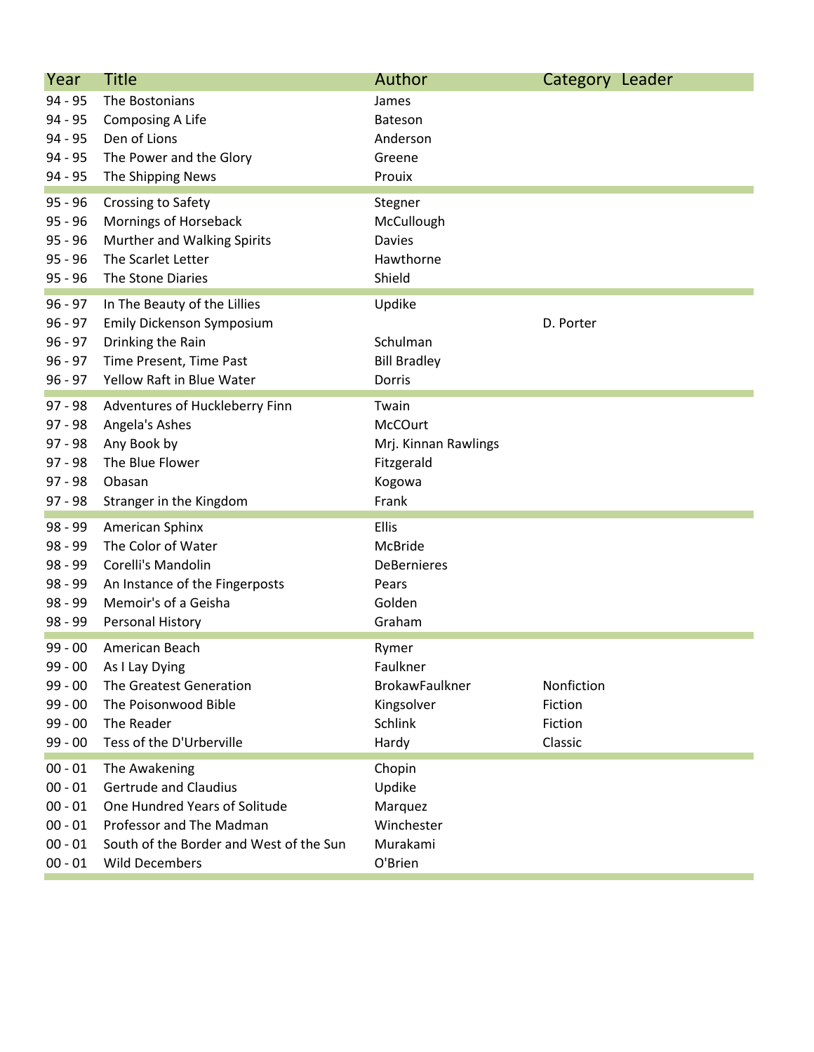| Year | Title | Author | Category | Leader |
|---|---|---|---|---|
| 94 - 95 | The Bostonians | James | | |
| 94 - 95 | Composing A Life | Bateson | | |
| 94 - 95 | Den of Lions | Anderson | | |
| 94 - 95 | The Power and the Glory | Greene | | |
| 94 - 95 | The Shipping News | Prouix | | |
| 95 - 96 | Crossing to Safety | Stegner | | |
| 95 - 96 | Mornings of Horseback | McCullough | | |
| 95 - 96 | Murther and Walking Spirits | Davies | | |
| 95 - 96 | The Scarlet Letter | Hawthorne | | |
| 95 - 96 | The Stone Diaries | Shield | | |
| 96 - 97 | In The Beauty of the Lillies | Updike | | |
| 96 - 97 | Emily Dickenson Symposium | | D. Porter | |
| 96 - 97 | Drinking the Rain | Schulman | | |
| 96 - 97 | Time Present, Time Past | Bill Bradley | | |
| 96 - 97 | Yellow Raft in Blue Water | Dorris | | |
| 97 - 98 | Adventures of Huckleberry Finn | Twain | | |
| 97 - 98 | Angela's Ashes | McCOurt | | |
| 97 - 98 | Any Book by | Mrj. Kinnan Rawlings | | |
| 97 - 98 | The Blue Flower | Fitzgerald | | |
| 97 - 98 | Obasan | Kogowa | | |
| 97 - 98 | Stranger in the Kingdom | Frank | | |
| 98 - 99 | American Sphinx | Ellis | | |
| 98 - 99 | The Color of Water | McBride | | |
| 98 - 99 | Corelli's Mandolin | DeBernieres | | |
| 98 - 99 | An Instance of the Fingerposts | Pears | | |
| 98 - 99 | Memoir's of a Geisha | Golden | | |
| 98 - 99 | Personal History | Graham | | |
| 99 - 00 | American Beach | Rymer | | |
| 99 - 00 | As I Lay Dying | Faulkner | | |
| 99 - 00 | The Greatest Generation | BrokawFaulkner | Nonfiction | |
| 99 - 00 | The Poisonwood Bible | Kingsolver | Fiction | |
| 99 - 00 | The Reader | Schlink | Fiction | |
| 99 - 00 | Tess of the D'Urberville | Hardy | Classic | |
| 00 - 01 | The Awakening | Chopin | | |
| 00 - 01 | Gertrude and Claudius | Updike | | |
| 00 - 01 | One Hundred Years of Solitude | Marquez | | |
| 00 - 01 | Professor and The Madman | Winchester | | |
| 00 - 01 | South of the Border and West of the Sun | Murakami | | |
| 00 - 01 | Wild Decembers | O'Brien | | |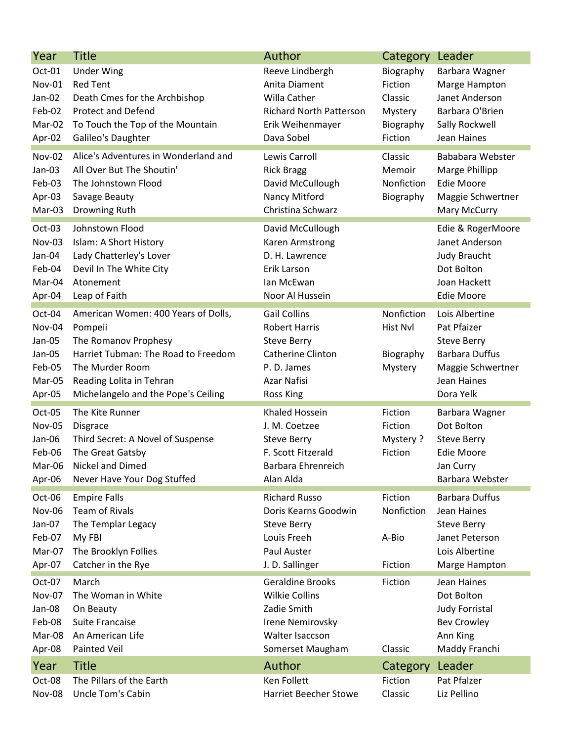| Year | Title | Author | Category | Leader |
|---|---|---|---|---|
| Oct-01 | Under Wing | Reeve Lindbergh | Biography | Barbara Wagner |
| Nov-01 | Red Tent | Anita Diament | Fiction | Marge Hampton |
| Jan-02 | Death Cmes for the Archbishop | Willa Cather | Classic | Janet Anderson |
| Feb-02 | Protect and Defend | Richard North Patterson | Mystery | Barbara O'Brien |
| Mar-02 | To Touch the Top of the Mountain | Erik Weihenmayer | Biography | Sally Rockwell |
| Apr-02 | Galileo's Daughter | Dava Sobel | Fiction | Jean Haines |
| Nov-02 | Alice's Adventures in Wonderland and | Lewis Carroll | Classic | Bababara Webster |
| Jan-03 | All Over But The Shoutin' | Rick Bragg | Memoir | Marge Phillipp |
| Feb-03 | The Johnstown Flood | David McCullough | Nonfiction | Edie Moore |
| Apr-03 | Savage Beauty | Nancy Mitford | Biography | Maggie Schwertner |
| Mar-03 | Drowning Ruth | Christina Schwarz | | Mary McCurry |
| Oct-03 | Johnstown Flood | David McCullough | | Edie & RogerMoore |
| Nov-03 | Islam: A Short History | Karen Armstrong | | Janet Anderson |
| Jan-04 | Lady Chatterley's Lover | D. H. Lawrence | | Judy Braucht |
| Feb-04 | Devil In The White City | Erik Larson | | Dot Bolton |
| Mar-04 | Atonement | Ian McEwan | | Joan Hackett |
| Apr-04 | Leap of Faith | Noor Al Hussein | | Edie Moore |
| Oct-04 | American Women: 400 Years of Dolls, | Gail Collins | Nonfiction | Lois Albertine |
| Nov-04 | Pompeii | Robert Harris | Hist Nvl | Pat Pfaizer |
| Jan-05 | The Romanov Prophesy | Steve Berry | | Steve Berry |
| Jan-05 | Harriet Tubman: The Road to Freedom | Catherine Clinton | Biography | Barbara Duffus |
| Feb-05 | The Murder Room | P. D. James | Mystery | Maggie Schwertner |
| Mar-05 | Reading Lolita in Tehran | Azar Nafisi | | Jean Haines |
| Apr-05 | Michelangelo and the Pope's Ceiling | Ross King | | Dora Yelk |
| Oct-05 | The Kite Runner | Khaled Hossein | Fiction | Barbara Wagner |
| Nov-05 | Disgrace | J. M. Coetzee | Fiction | Dot Bolton |
| Jan-06 | Third Secret: A Novel of Suspense | Steve Berry | Mystery ? | Steve Berry |
| Feb-06 | The Great Gatsby | F. Scott Fitzerald | Fiction | Edie Moore |
| Mar-06 | Nickel and Dimed | Barbara Ehrenreich | | Jan Curry |
| Apr-06 | Never Have Your Dog Stuffed | Alan Alda | | Barbara Webster |
| Oct-06 | Empire Falls | Richard Russo | Fiction | Barbara Duffus |
| Nov-06 | Team of Rivals | Doris Kearns Goodwin | Nonfiction | Jean Haines |
| Jan-07 | The Templar Legacy | Steve Berry | | Steve Berry |
| Feb-07 | My FBI | Louis Freeh | A-Bio | Janet Peterson |
| Mar-07 | The Brooklyn Follies | Paul Auster | | Lois Albertine |
| Apr-07 | Catcher in the Rye | J. D. Sallinger | Fiction | Marge Hampton |
| Oct-07 | March | Geraldine Brooks | Fiction | Jean Haines |
| Nov-07 | The Woman in White | Wilkie Collins | | Dot Bolton |
| Jan-08 | On Beauty | Zadie Smith | | Judy Forristal |
| Feb-08 | Suite Francaise | Irene Nemirovsky | | Bev Crowley |
| Mar-08 | An American Life | Walter Isaccson | | Ann King |
| Apr-08 | Painted Veil | Somerset Maugham | Classic | Maddy Franchi |
| **Year** | **Title** | **Author** | **Category** | **Leader** |
| Oct-08 | The Pillars of the Earth | Ken Follett | Fiction | Pat Pfalzer |
| Nov-08 | Uncle Tom's Cabin | Harriet Beecher Stowe | Classic | Liz Pellino |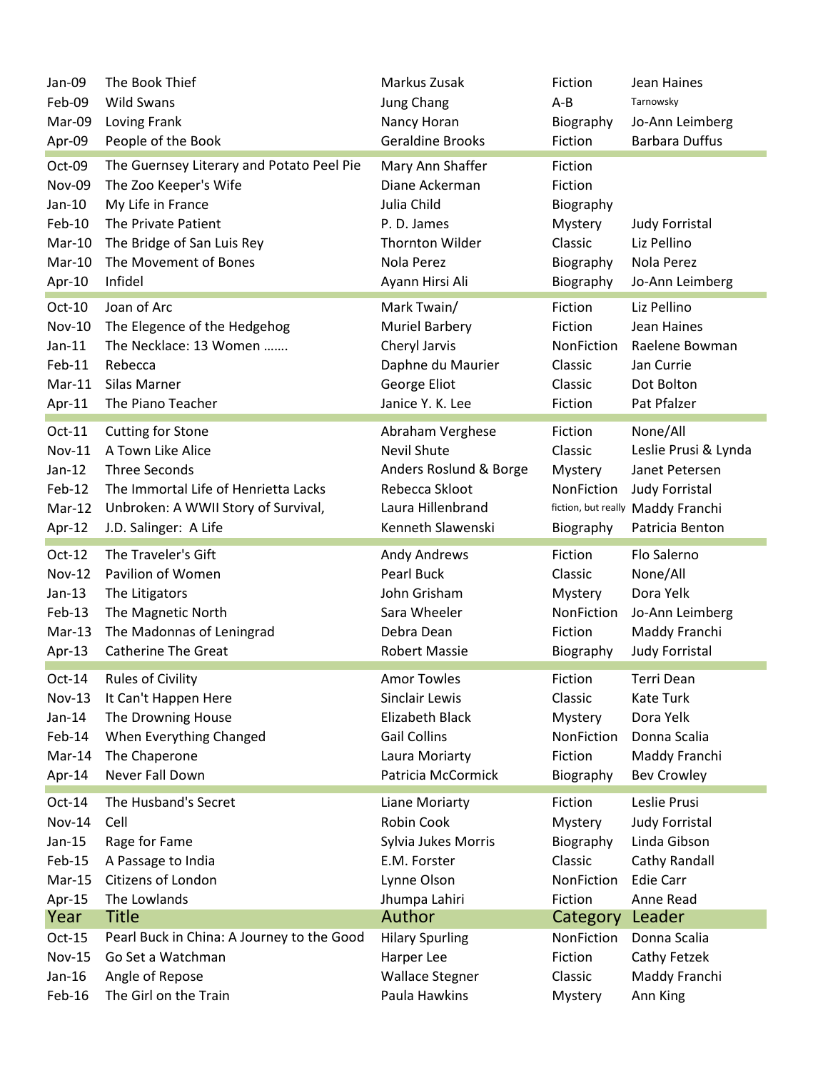| | | | | |
|---|---|---|---|---|
| Jan-09 | The Book Thief | Markus Zusak | Fiction | Jean Haines |
| Feb-09 | Wild Swans | Jung Chang | A-B | Tarnowsky |
| Mar-09 | Loving Frank | Nancy Horan | Biography | Jo-Ann Leimberg |
| Apr-09 | People of the Book | Geraldine Brooks | Fiction | Barbara Duffus |
| Oct-09 | The Guernsey Literary and Potato Peel Pie | Mary Ann Shaffer | Fiction | |
| Nov-09 | The Zoo Keeper's Wife | Diane Ackerman | Fiction | |
| Jan-10 | My Life in France | Julia Child | Biography | |
| Feb-10 | The Private Patient | P. D. James | Mystery | Judy Forristal |
| Mar-10 | The Bridge of San Luis Rey | Thornton Wilder | Classic | Liz Pellino |
| Mar-10 | The Movement of Bones | Nola Perez | Biography | Nola Perez |
| Apr-10 | Infidel | Ayann Hirsi Ali | Biography | Jo-Ann Leimberg |
| Oct-10 | Joan of Arc | Mark Twain/ | Fiction | Liz Pellino |
| Nov-10 | The Elegence of the Hedgehog | Muriel Barbery | Fiction | Jean Haines |
| Jan-11 | The Necklace: 13 Women ……. | Cheryl Jarvis | NonFiction | Raelene Bowman |
| Feb-11 | Rebecca | Daphne du Maurier | Classic | Jan Currie |
| Mar-11 | Silas Marner | George Eliot | Classic | Dot Bolton |
| Apr-11 | The Piano Teacher | Janice Y. K. Lee | Fiction | Pat Pfalzer |
| Oct-11 | Cutting for Stone | Abraham Verghese | Fiction | None/All |
| Nov-11 | A Town Like Alice | Nevil Shute | Classic | Leslie Prusi & Lynda |
| Jan-12 | Three Seconds | Anders Roslund & Borge | Mystery | Janet Petersen |
| Feb-12 | The Immortal Life of Henrietta Lacks | Rebecca Skloot | NonFiction | Judy Forristal |
| Mar-12 | Unbroken: A WWII Story of Survival, | Laura Hillenbrand | fiction, but really | Maddy Franchi |
| Apr-12 | J.D. Salinger: A Life | Kenneth Slawenski | Biography | Patricia Benton |
| Oct-12 | The Traveler's Gift | Andy Andrews | Fiction | Flo Salerno |
| Nov-12 | Pavilion of Women | Pearl Buck | Classic | None/All |
| Jan-13 | The Litigators | John Grisham | Mystery | Dora Yelk |
| Feb-13 | The Magnetic North | Sara Wheeler | NonFiction | Jo-Ann Leimberg |
| Mar-13 | The Madonnas of Leningrad | Debra Dean | Fiction | Maddy Franchi |
| Apr-13 | Catherine The Great | Robert Massie | Biography | Judy Forristal |
| Oct-14 | Rules of Civility | Amor Towles | Fiction | Terri Dean |
| Nov-13 | It Can't Happen Here | Sinclair Lewis | Classic | Kate Turk |
| Jan-14 | The Drowning House | Elizabeth Black | Mystery | Dora Yelk |
| Feb-14 | When Everything Changed | Gail Collins | NonFiction | Donna Scalia |
| Mar-14 | The Chaperone | Laura Moriarty | Fiction | Maddy Franchi |
| Apr-14 | Never Fall Down | Patricia McCormick | Biography | Bev Crowley |
| Oct-14 | The Husband's Secret | Liane Moriarty | Fiction | Leslie Prusi |
| Nov-14 | Cell | Robin Cook | Mystery | Judy Forristal |
| Jan-15 | Rage for Fame | Sylvia Jukes Morris | Biography | Linda Gibson |
| Feb-15 | A Passage to India | E.M. Forster | Classic | Cathy Randall |
| Mar-15 | Citizens of London | Lynne Olson | NonFiction | Edie Carr |
| Apr-15 | The Lowlands | Jhumpa Lahiri | Fiction | Anne Read |
| **Year** | **Title** | **Author** | **Category** | **Leader** |
| Oct-15 | Pearl Buck in China: A Journey to the Good | Hilary Spurling | NonFiction | Donna Scalia |
| Nov-15 | Go Set a Watchman | Harper Lee | Fiction | Cathy Fetzek |
| Jan-16 | Angle of Repose | Wallace Stegner | Classic | Maddy Franchi |
| Feb-16 | The Girl on the Train | Paula Hawkins | Mystery | Ann King |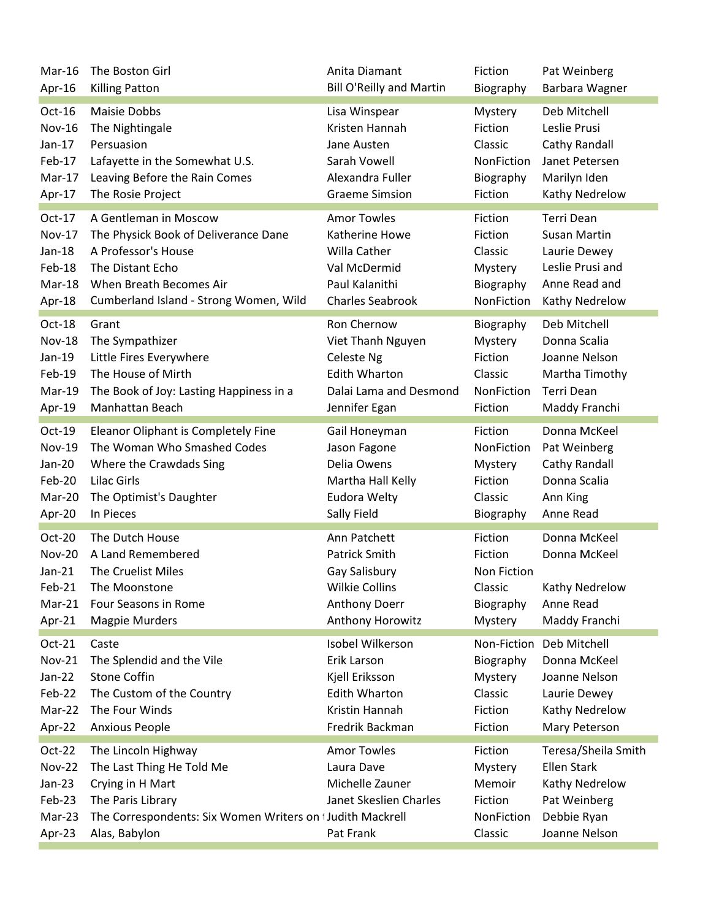| | | | | |
|---|---|---|---|---|
| Mar-16 | The Boston Girl | Anita Diamant | Fiction | Pat Weinberg |
| Apr-16 | Killing Patton | Bill O'Reilly and Martin | Biography | Barbara Wagner |
| Oct-16 | Maisie Dobbs | Lisa Winspear | Mystery | Deb Mitchell |
| Nov-16 | The Nightingale | Kristen Hannah | Fiction | Leslie Prusi |
| Jan-17 | Persuasion | Jane Austen | Classic | Cathy Randall |
| Feb-17 | Lafayette in the Somewhat U.S. | Sarah Vowell | NonFiction | Janet Petersen |
| Mar-17 | Leaving Before the Rain Comes | Alexandra Fuller | Biography | Marilyn Iden |
| Apr-17 | The Rosie Project | Graeme Simsion | Fiction | Kathy Nedrelow |
| Oct-17 | A Gentleman in Moscow | Amor Towles | Fiction | Terri Dean |
| Nov-17 | The Physick Book of Deliverance Dane | Katherine Howe | Fiction | Susan Martin |
| Jan-18 | A Professor's House | Willa Cather | Classic | Laurie Dewey |
| Feb-18 | The Distant Echo | Val McDermid | Mystery | Leslie Prusi and |
| Mar-18 | When Breath Becomes Air | Paul Kalanithi | Biography | Anne Read and |
| Apr-18 | Cumberland Island - Strong Women, Wild | Charles Seabrook | NonFiction | Kathy Nedrelow |
| Oct-18 | Grant | Ron Chernow | Biography | Deb Mitchell |
| Nov-18 | The Sympathizer | Viet Thanh Nguyen | Mystery | Donna Scalia |
| Jan-19 | Little Fires Everywhere | Celeste Ng | Fiction | Joanne Nelson |
| Feb-19 | The House of Mirth | Edith Wharton | Classic | Martha Timothy |
| Mar-19 | The Book of Joy: Lasting Happiness in a | Dalai Lama and Desmond | NonFiction | Terri Dean |
| Apr-19 | Manhattan Beach | Jennifer Egan | Fiction | Maddy Franchi |
| Oct-19 | Eleanor Oliphant is Completely Fine | Gail Honeyman | Fiction | Donna McKeel |
| Nov-19 | The Woman Who Smashed Codes | Jason Fagone | NonFiction | Pat Weinberg |
| Jan-20 | Where the Crawdads Sing | Delia Owens | Mystery | Cathy Randall |
| Feb-20 | Lilac Girls | Martha Hall Kelly | Fiction | Donna Scalia |
| Mar-20 | The Optimist's Daughter | Eudora Welty | Classic | Ann King |
| Apr-20 | In Pieces | Sally Field | Biography | Anne Read |
| Oct-20 | The Dutch House | Ann Patchett | Fiction | Donna McKeel |
| Nov-20 | A Land Remembered | Patrick Smith | Fiction | Donna McKeel |
| Jan-21 | The Cruelist Miles | Gay Salisbury | Non Fiction | |
| Feb-21 | The Moonstone | Wilkie Collins | Classic | Kathy Nedrelow |
| Mar-21 | Four Seasons in Rome | Anthony Doerr | Biography | Anne Read |
| Apr-21 | Magpie Murders | Anthony Horowitz | Mystery | Maddy Franchi |
| Oct-21 | Caste | Isobel Wilkerson | Non-Fiction | Deb Mitchell |
| Nov-21 | The Splendid and the Vile | Erik Larson | Biography | Donna McKeel |
| Jan-22 | Stone Coffin | Kjell Eriksson | Mystery | Joanne Nelson |
| Feb-22 | The Custom of the Country | Edith Wharton | Classic | Laurie Dewey |
| Mar-22 | The Four Winds | Kristin Hannah | Fiction | Kathy Nedrelow |
| Apr-22 | Anxious People | Fredrik Backman | Fiction | Mary Peterson |
| Oct-22 | The Lincoln Highway | Amor Towles | Fiction | Teresa/Sheila Smith |
| Nov-22 | The Last Thing He Told Me | Laura Dave | Mystery | Ellen Stark |
| Jan-23 | Crying in H Mart | Michelle Zauner | Memoir | Kathy Nedrelow |
| Feb-23 | The Paris Library | Janet Skeslien Charles | Fiction | Pat Weinberg |
| Mar-23 | The Correspondents: Six Women Writers on t | Judith Mackrell | NonFiction | Debbie Ryan |
| Apr-23 | Alas, Babylon | Pat Frank | Classic | Joanne Nelson |